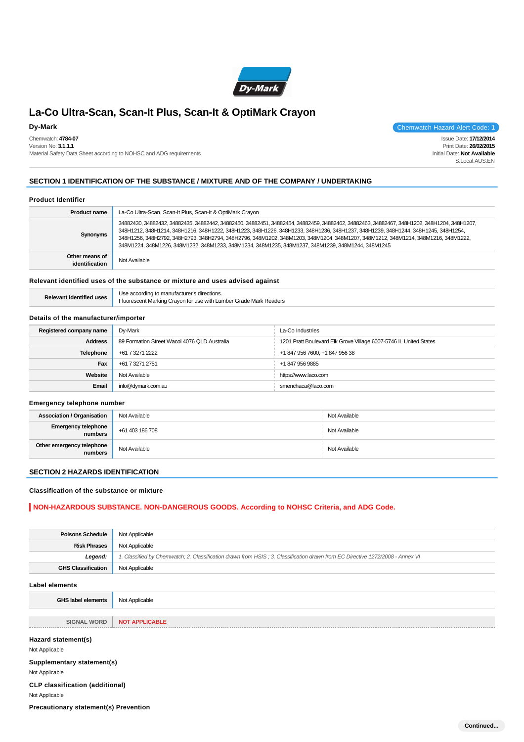# La-Co Ultra-Scan, Scan-It Plus, Scan-It & OptiMark Crayon

**Dy-Mark**

Chemwatch Hazard Alert Code: **1**

Chemwatch: **4784-07**
Version No: **3.1.1.1**
Material Safety Data Sheet according to NOHSC and ADG requirements

Issue Date: **17/12/2014**
Print Date: **26/02/2015**
Initial Date: **Not Available**
S.Local.AUS.EN

## SECTION 1 IDENTIFICATION OF THE SUBSTANCE / MIXTURE AND OF THE COMPANY / UNDERTAKING

### Product Identifier

| | |
|---|---|
| **Product name** | La-Co Ultra-Scan, Scan-It Plus, Scan-It & OptiMark Crayon |
| **Synonyms** | 34882430, 34882432, 34882435, 34882442, 34882450, 34882451, 34882454, 34882459, 34882462, 34882463, 34882467, 348H1202, 348H1204, 348H1207, 348H1212, 348H1214, 348H1216, 348H1222, 348H1223, 348H1226, 348H1233, 348H1236, 348H1237, 348H1239, 348H1244, 348H1245, 348H1254, 348H1256, 348H2792, 348H2793, 348H2794, 348H2796, 348M1202, 348M1203, 348M1204, 348M1207, 348M1212, 348M1214, 348M1216, 348M1222, 348M1224, 348M1226, 348M1232, 348M1233, 348M1234, 348M1235, 348M1237, 348M1239, 348M1244, 348M1245 |
| **Other means of identification** | Not Available |

### Relevant identified uses of the substance or mixture and uses advised against

| | |
|---|---|
| **Relevant identified uses** | Use according to manufacturer's directions.<br>Fluorescent Marking Crayon for use with Lumber Grade Mark Readers |

### Details of the manufacturer/importer

| | | |
|---|---|---|
| **Registered company name** | Dy-Mark | La-Co Industries |
| **Address** | 89 Formation Street Wacol 4076 QLD Australia | 1201 Pratt Boulevard Elk Grove Village 6007-5746 IL United States |
| **Telephone** | +61 7 3271 2222 | +1 847 956 7600; +1 847 956 38 |
| **Fax** | +61 7 3271 2751 | +1 847 956 9885 |
| **Website** | Not Available | https://www.laco.com |
| **Email** | info@dymark.com.au | smenchaca@laco.com |

### Emergency telephone number

| | | |
|---|---|---|
| **Association / Organisation** | Not Available | Not Available |
| **Emergency telephone numbers** | +61 403 186 708 | Not Available |
| **Other emergency telephone numbers** | Not Available | Not Available |

## SECTION 2 HAZARDS IDENTIFICATION

### Classification of the substance or mixture

**NON-HAZARDOUS SUBSTANCE. NON-DANGEROUS GOODS. According to NOHSC Criteria, and ADG Code.**

| | |
|---|---|
| **Poisons Schedule** | Not Applicable |
| **Risk Phrases** | Not Applicable |
| ***Legend:*** | *1. Classified by Chemwatch; 2. Classification drawn from HSIS ; 3. Classification drawn from EC Directive 1272/2008 - Annex VI* |
| **GHS Classification** | Not Applicable |

### Label elements

| | |
|---|---|
| **GHS label elements** | Not Applicable |

| | |
|---|---|
| SIGNAL WORD | **NOT APPLICABLE** |

### Hazard statement(s)

Not Applicable

### Supplementary statement(s)

Not Applicable

### CLP classification (additional)

Not Applicable

### Precautionary statement(s) Prevention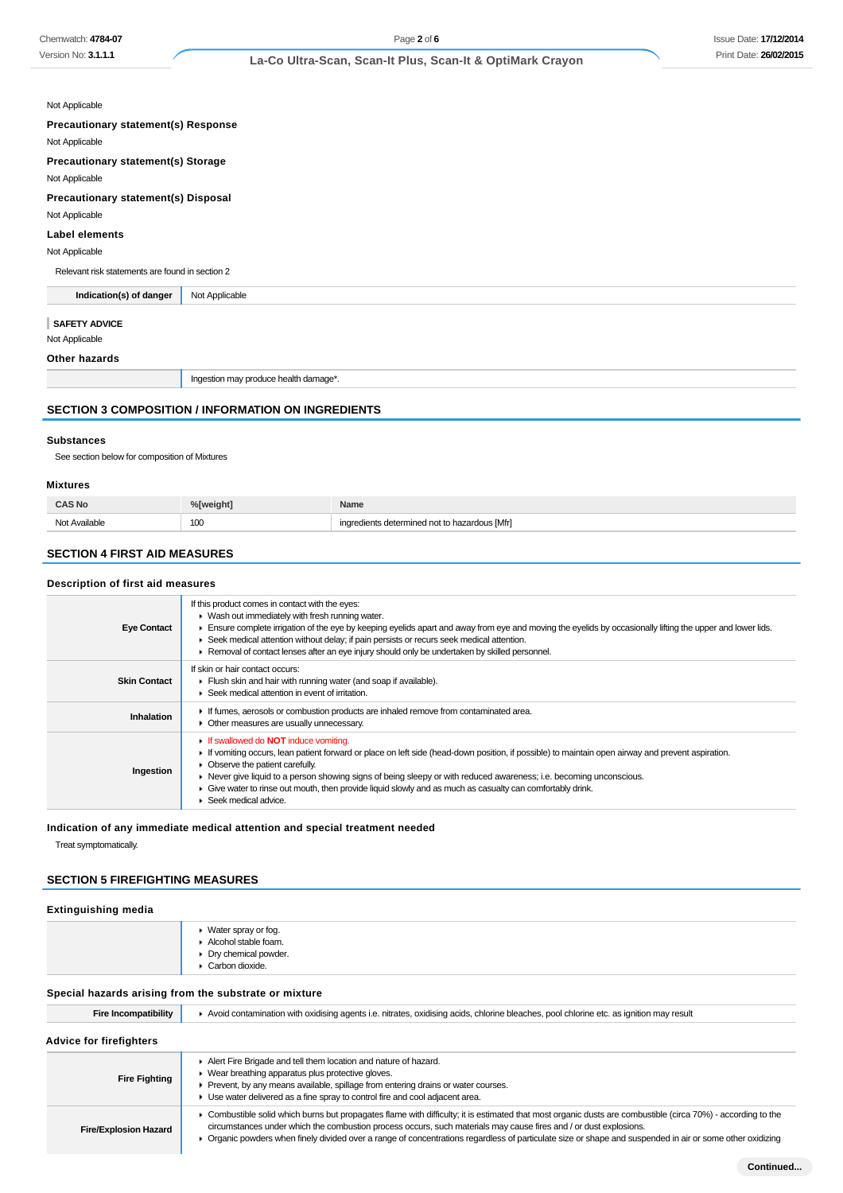Not Applicable

**Precautionary statement(s) Response**

Not Applicable

**Precautionary statement(s) Storage**

Not Applicable

**Precautionary statement(s) Disposal**

Not Applicable

**Label elements**

Not Applicable

Relevant risk statements are found in section 2

| Indication(s) of danger | Not Applicable |
|---|---|

**SAFETY ADVICE**

Not Applicable

**Other hazards**

| | Ingestion may produce health damage*. |
|---|---|

## SECTION 3 COMPOSITION / INFORMATION ON INGREDIENTS

### Substances

See section below for composition of Mixtures

### Mixtures

| CAS No | %[weight] | Name |
|---|---|---|
| Not Available | 100 | ingredients determined not to hazardous [Mfr] |

## SECTION 4 FIRST AID MEASURES

### Description of first aid measures

| | |
|---|---|
| **Eye Contact** | If this product comes in contact with the eyes:<br>▸ Wash out immediately with fresh running water.<br>▸ Ensure complete irrigation of the eye by keeping eyelids apart and away from eye and moving the eyelids by occasionally lifting the upper and lower lids.<br>▸ Seek medical attention without delay; if pain persists or recurs seek medical attention.<br>▸ Removal of contact lenses after an eye injury should only be undertaken by skilled personnel. |
| **Skin Contact** | If skin or hair contact occurs:<br>▸ Flush skin and hair with running water (and soap if available).<br>▸ Seek medical attention in event of irritation. |
| **Inhalation** | ▸ If fumes, aerosols or combustion products are inhaled remove from contaminated area.<br>▸ Other measures are usually unnecessary. |
| **Ingestion** | ▸ If swallowed do **NOT** induce vomiting.<br>▸ If vomiting occurs, lean patient forward or place on left side (head-down position, if possible) to maintain open airway and prevent aspiration.<br>▸ Observe the patient carefully.<br>▸ Never give liquid to a person showing signs of being sleepy or with reduced awareness; i.e. becoming unconscious.<br>▸ Give water to rinse out mouth, then provide liquid slowly and as much as casualty can comfortably drink.<br>▸ Seek medical advice. |

### Indication of any immediate medical attention and special treatment needed

Treat symptomatically.

## SECTION 5 FIREFIGHTING MEASURES

### Extinguishing media

| | |
|---|---|
| | ▸ Water spray or fog.<br>▸ Alcohol stable foam.<br>▸ Dry chemical powder.<br>▸ Carbon dioxide. |

### Special hazards arising from the substrate or mixture

| Fire Incompatibility | ▸ Avoid contamination with oxidising agents i.e. nitrates, oxidising acids, chlorine bleaches, pool chlorine etc. as ignition may result |
|---|---|

### Advice for firefighters

| | |
|---|---|
| **Fire Fighting** | ▸ Alert Fire Brigade and tell them location and nature of hazard.<br>▸ Wear breathing apparatus plus protective gloves.<br>▸ Prevent, by any means available, spillage from entering drains or water courses.<br>▸ Use water delivered as a fine spray to control fire and cool adjacent area. |
| **Fire/Explosion Hazard** | ▸ Combustible solid which burns but propagates flame with difficulty; it is estimated that most organic dusts are combustible (circa 70%) - according to the circumstances under which the combustion process occurs, such materials may cause fires and / or dust explosions.<br>▸ Organic powders when finely divided over a range of concentrations regardless of particulate size or shape and suspended in air or some other oxidizing |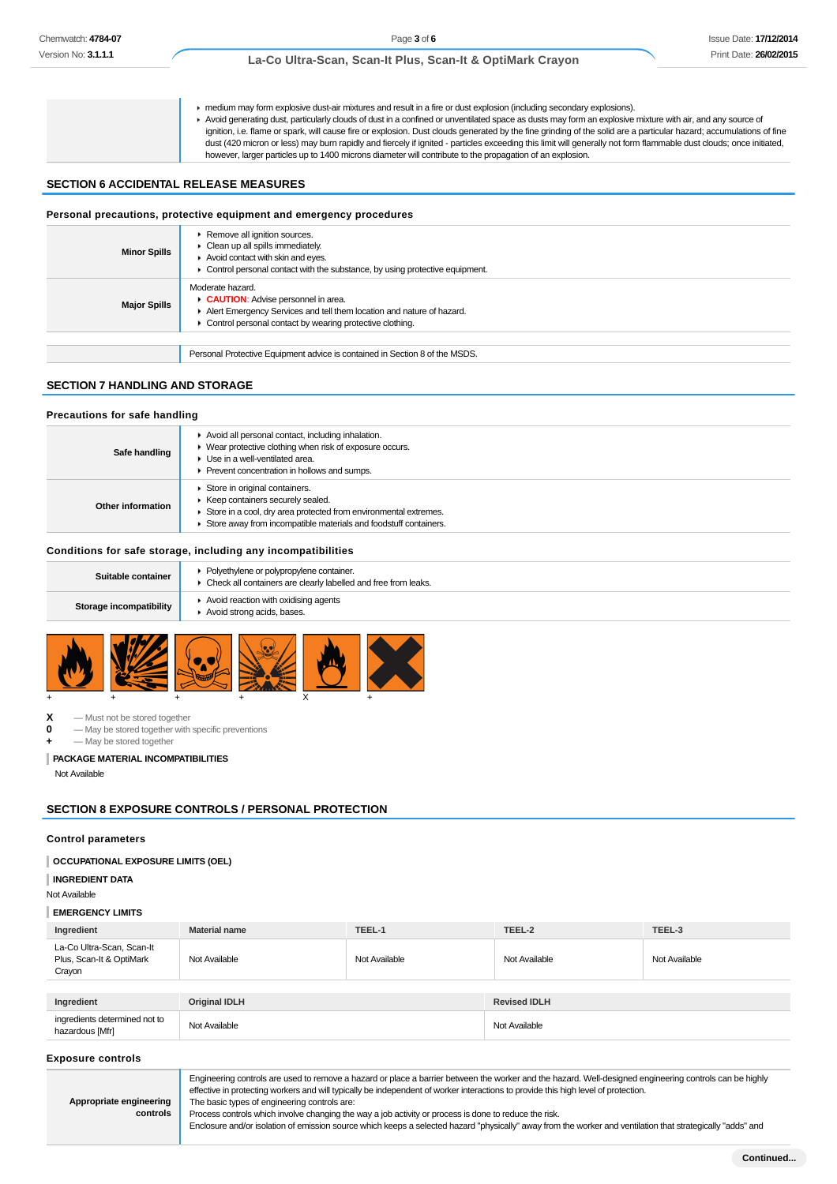|  |  |
|---|---|
|  | ▸ medium may form explosive dust-air mixtures and result in a fire or dust explosion (including secondary explosions).<br>▸ Avoid generating dust, particularly clouds of dust in a confined or unventilated space as dusts may form an explosive mixture with air, and any source of ignition, i.e. flame or spark, will cause fire or explosion. Dust clouds generated by the fine grinding of the solid are a particular hazard; accumulations of fine dust (420 micron or less) may burn rapidly and fiercely if ignited - particles exceeding this limit will generally not form flammable dust clouds; once initiated, however, larger particles up to 1400 microns diameter will contribute to the propagation of an explosion. |

## SECTION 6 ACCIDENTAL RELEASE MEASURES

### Personal precautions, protective equipment and emergency procedures

|  |  |
|---|---|
| **Minor Spills** | ▸ Remove all ignition sources.<br>▸ Clean up all spills immediately.<br>▸ Avoid contact with skin and eyes.<br>▸ Control personal contact with the substance, by using protective equipment. |
| **Major Spills** | Moderate hazard.<br>▸ **CAUTION**: Advise personnel in area.<br>▸ Alert Emergency Services and tell them location and nature of hazard.<br>▸ Control personal contact by wearing protective clothing. |

|  |  |
|---|---|
|  | Personal Protective Equipment advice is contained in Section 8 of the MSDS. |

## SECTION 7 HANDLING AND STORAGE

### Precautions for safe handling

|  |  |
|---|---|
| **Safe handling** | ▸ Avoid all personal contact, including inhalation.<br>▸ Wear protective clothing when risk of exposure occurs.<br>▸ Use in a well-ventilated area.<br>▸ Prevent concentration in hollows and sumps. |
| **Other information** | ▸ Store in original containers.<br>▸ Keep containers securely sealed.<br>▸ Store in a cool, dry area protected from environmental extremes.<br>▸ Store away from incompatible materials and foodstuff containers. |

### Conditions for safe storage, including any incompatibilities

|  |  |
|---|---|
| **Suitable container** | ▸ Polyethylene or polypropylene container.<br>▸ Check all containers are clearly labelled and free from leaks. |
| **Storage incompatibility** | ▸ Avoid reaction with oxidising agents<br>▸ Avoid strong acids, bases. |

\+ \+ \+ \+ X \+

**X** — Must not be stored together
**0** — May be stored together with specific preventions
**+** — May be stored together

**PACKAGE MATERIAL INCOMPATIBILITIES**

Not Available

## SECTION 8 EXPOSURE CONTROLS / PERSONAL PROTECTION

### Control parameters

**OCCUPATIONAL EXPOSURE LIMITS (OEL)**

**INGREDIENT DATA**

Not Available

**EMERGENCY LIMITS**

| Ingredient | Material name | TEEL-1 | TEEL-2 | TEEL-3 |
|---|---|---|---|---|
| La-Co Ultra-Scan, Scan-It Plus, Scan-It & OptiMark Crayon | Not Available | Not Available | Not Available | Not Available |

| Ingredient | Original IDLH | Revised IDLH |
|---|---|---|
| ingredients determined not to hazardous [Mfr] | Not Available | Not Available |

### Exposure controls

|  |  |
|---|---|
| **Appropriate engineering controls** | Engineering controls are used to remove a hazard or place a barrier between the worker and the hazard. Well-designed engineering controls can be highly effective in protecting workers and will typically be independent of worker interactions to provide this high level of protection.<br>The basic types of engineering controls are:<br>Process controls which involve changing the way a job activity or process is done to reduce the risk.<br>Enclosure and/or isolation of emission source which keeps a selected hazard "physically" away from the worker and ventilation that strategically "adds" and |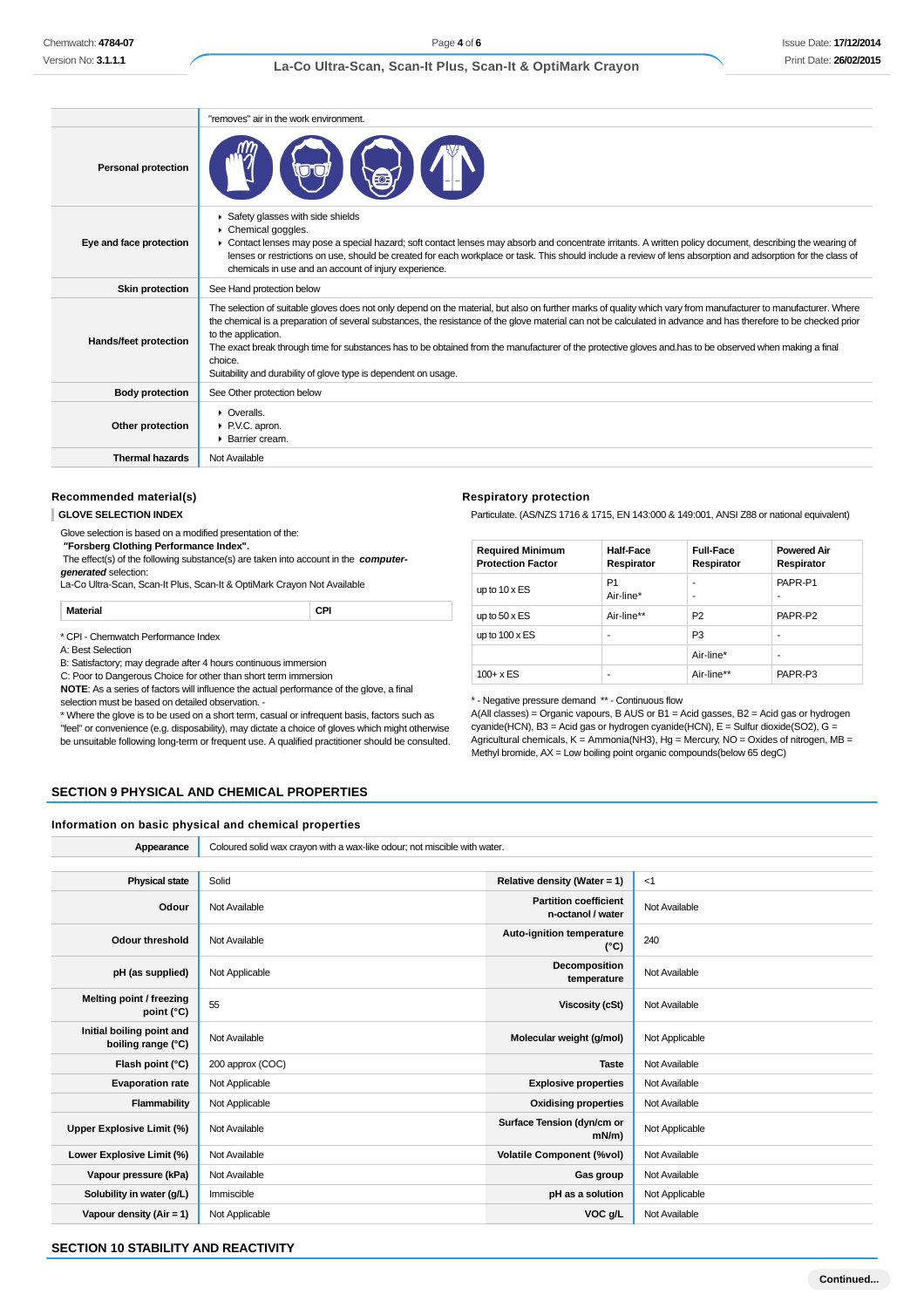| | |
|---|---|
| | "removes" air in the work environment. |
| **Personal protection** | |
| **Eye and face protection** | ▸ Safety glasses with side shields<br>▸ Chemical goggles.<br>▸ Contact lenses may pose a special hazard; soft contact lenses may absorb and concentrate irritants. A written policy document, describing the wearing of lenses or restrictions on use, should be created for each workplace or task. This should include a review of lens absorption and adsorption for the class of chemicals in use and an account of injury experience. |
| **Skin protection** | See Hand protection below |
| **Hands/feet protection** | The selection of suitable gloves does not only depend on the material, but also on further marks of quality which vary from manufacturer to manufacturer. Where the chemical is a preparation of several substances, the resistance of the glove material can not be calculated in advance and has therefore to be checked prior to the application.<br>The exact break through time for substances has to be obtained from the manufacturer of the protective gloves and.has to be observed when making a final choice.<br>Suitability and durability of glove type is dependent on usage. |
| **Body protection** | See Other protection below |
| **Other protection** | ▸ Overalls.<br>▸ P.V.C. apron.<br>▸ Barrier cream. |
| **Thermal hazards** | Not Available |

### Recommended material(s)

**GLOVE SELECTION INDEX**

Glove selection is based on a modified presentation of the:
***"Forsberg Clothing Performance Index".***
The effect(s) of the following substance(s) are taken into account in the ***computer-generated*** selection:
La-Co Ultra-Scan, Scan-It Plus, Scan-It & OptiMark Crayon Not Available

| Material | CPI |
|---|---|

* CPI - Chemwatch Performance Index
A: Best Selection
B: Satisfactory; may degrade after 4 hours continuous immersion
C: Poor to Dangerous Choice for other than short term immersion
**NOTE**: As a series of factors will influence the actual performance of the glove, a final selection must be based on detailed observation. -
* Where the glove is to be used on a short term, casual or infrequent basis, factors such as "feel" or convenience (e.g. disposability), may dictate a choice of gloves which might otherwise be unsuitable following long-term or frequent use. A qualified practitioner should be consulted.

### Respiratory protection

Particulate. (AS/NZS 1716 & 1715, EN 143:000 & 149:001, ANSI Z88 or national equivalent)

| Required Minimum Protection Factor | Half-Face Respirator | Full-Face Respirator | Powered Air Respirator |
|---|---|---|---|
| up to 10 x ES | P1<br>Air-line* | -<br>- | PAPR-P1<br>- |
| up to 50 x ES | Air-line** | P2 | PAPR-P2 |
| up to 100 x ES | - | P3 | - |
| | | Air-line* | - |
| 100+ x ES | - | Air-line** | PAPR-P3 |

* - Negative pressure demand ** - Continuous flow
A(All classes) = Organic vapours, B AUS or B1 = Acid gasses, B2 = Acid gas or hydrogen cyanide(HCN), B3 = Acid gas or hydrogen cyanide(HCN), E = Sulfur dioxide(SO2), G = Agricultural chemicals, K = Ammonia(NH3), Hg = Mercury, NO = Oxides of nitrogen, MB = Methyl bromide, AX = Low boiling point organic compounds(below 65 degC)

## SECTION 9 PHYSICAL AND CHEMICAL PROPERTIES

### Information on basic physical and chemical properties

| | | | |
|---|---|---|---|
| **Appearance** | Coloured solid wax crayon with a wax-like odour; not miscible with water. | | |
| **Physical state** | Solid | **Relative density (Water = 1)** | <1 |
| **Odour** | Not Available | **Partition coefficient n-octanol / water** | Not Available |
| **Odour threshold** | Not Available | **Auto-ignition temperature (°C)** | 240 |
| **pH (as supplied)** | Not Applicable | **Decomposition temperature** | Not Available |
| **Melting point / freezing point (°C)** | 55 | **Viscosity (cSt)** | Not Available |
| **Initial boiling point and boiling range (°C)** | Not Available | **Molecular weight (g/mol)** | Not Applicable |
| **Flash point (°C)** | 200 approx (COC) | **Taste** | Not Available |
| **Evaporation rate** | Not Applicable | **Explosive properties** | Not Available |
| **Flammability** | Not Applicable | **Oxidising properties** | Not Available |
| **Upper Explosive Limit (%)** | Not Available | **Surface Tension (dyn/cm or mN/m)** | Not Applicable |
| **Lower Explosive Limit (%)** | Not Available | **Volatile Component (%vol)** | Not Available |
| **Vapour pressure (kPa)** | Not Available | **Gas group** | Not Available |
| **Solubility in water (g/L)** | Immiscible | **pH as a solution** | Not Applicable |
| **Vapour density (Air = 1)** | Not Applicable | **VOC g/L** | Not Available |

## SECTION 10 STABILITY AND REACTIVITY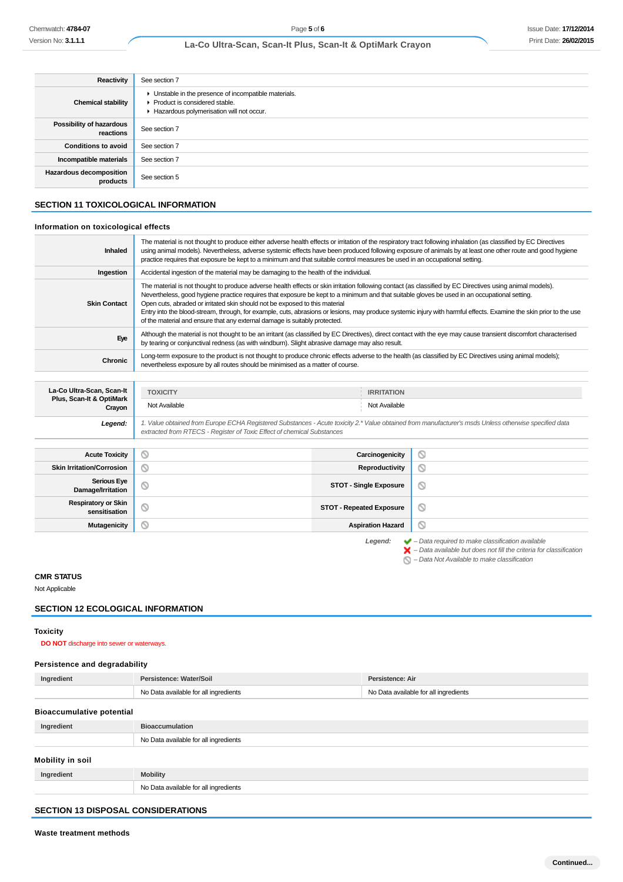| | |
|---|---|
| **Reactivity** | See section 7 |
| **Chemical stability** | - Unstable in the presence of incompatible materials.<br>- Product is considered stable.<br>- Hazardous polymerisation will not occur. |
| **Possibility of hazardous reactions** | See section 7 |
| **Conditions to avoid** | See section 7 |
| **Incompatible materials** | See section 7 |
| **Hazardous decomposition products** | See section 5 |

## SECTION 11 TOXICOLOGICAL INFORMATION

### Information on toxicological effects

| | |
|---|---|
| **Inhaled** | The material is not thought to produce either adverse health effects or irritation of the respiratory tract following inhalation (as classified by EC Directives using animal models). Nevertheless, adverse systemic effects have been produced following exposure of animals by at least one other route and good hygiene practice requires that exposure be kept to a minimum and that suitable control measures be used in an occupational setting. |
| **Ingestion** | Accidental ingestion of the material may be damaging to the health of the individual. |
| **Skin Contact** | The material is not thought to produce adverse health effects or skin irritation following contact (as classified by EC Directives using animal models). Nevertheless, good hygiene practice requires that exposure be kept to a minimum and that suitable gloves be used in an occupational setting.<br>Open cuts, abraded or irritated skin should not be exposed to this material<br>Entry into the blood-stream, through, for example, cuts, abrasions or lesions, may produce systemic injury with harmful effects. Examine the skin prior to the use of the material and ensure that any external damage is suitably protected. |
| **Eye** | Although the material is not thought to be an irritant (as classified by EC Directives), direct contact with the eye may cause transient discomfort characterised by tearing or conjunctival redness (as with windburn). Slight abrasive damage may also result. |
| **Chronic** | Long-term exposure to the product is not thought to produce chronic effects adverse to the health (as classified by EC Directives using animal models); nevertheless exposure by all routes should be minimised as a matter of course. |

| | TOXICITY | IRRITATION |
|---|---|---|
| **La-Co Ultra-Scan, Scan-It Plus, Scan-It & OptiMark Crayon** | Not Available | Not Available |
| ***Legend:*** | *1. Value obtained from Europe ECHA Registered Substances - Acute toxicity 2.\* Value obtained from manufacturer's msds Unless otherwise specified data extracted from RTECS - Register of Toxic Effect of chemical Substances* | |

| | | | |
|---|---|---|---|
| **Acute Toxicity** | ⃠ | **Carcinogenicity** | ⃠ |
| **Skin Irritation/Corrosion** | ⃠ | **Reproductivity** | ⃠ |
| **Serious Eye Damage/Irritation** | ⃠ | **STOT - Single Exposure** | ⃠ |
| **Respiratory or Skin sensitisation** | ⃠ | **STOT - Repeated Exposure** | ⃠ |
| **Mutagenicity** | ⃠ | **Aspiration Hazard** | ⃠ |

***Legend:***
✔ *– Data required to make classification available*
✘ *– Data available but does not fill the criteria for classification*
⃠ *– Data Not Available to make classification*

### CMR STATUS

Not Applicable

## SECTION 12 ECOLOGICAL INFORMATION

### Toxicity

**DO NOT** discharge into sewer or waterways.

### Persistence and degradability

| Ingredient | Persistence: Water/Soil | Persistence: Air |
|---|---|---|
| | No Data available for all ingredients | No Data available for all ingredients |

### Bioaccumulative potential

| Ingredient | Bioaccumulation |
|---|---|
| | No Data available for all ingredients |

### Mobility in soil

| Ingredient | Mobility |
|---|---|
| | No Data available for all ingredients |

## SECTION 13 DISPOSAL CONSIDERATIONS

### Waste treatment methods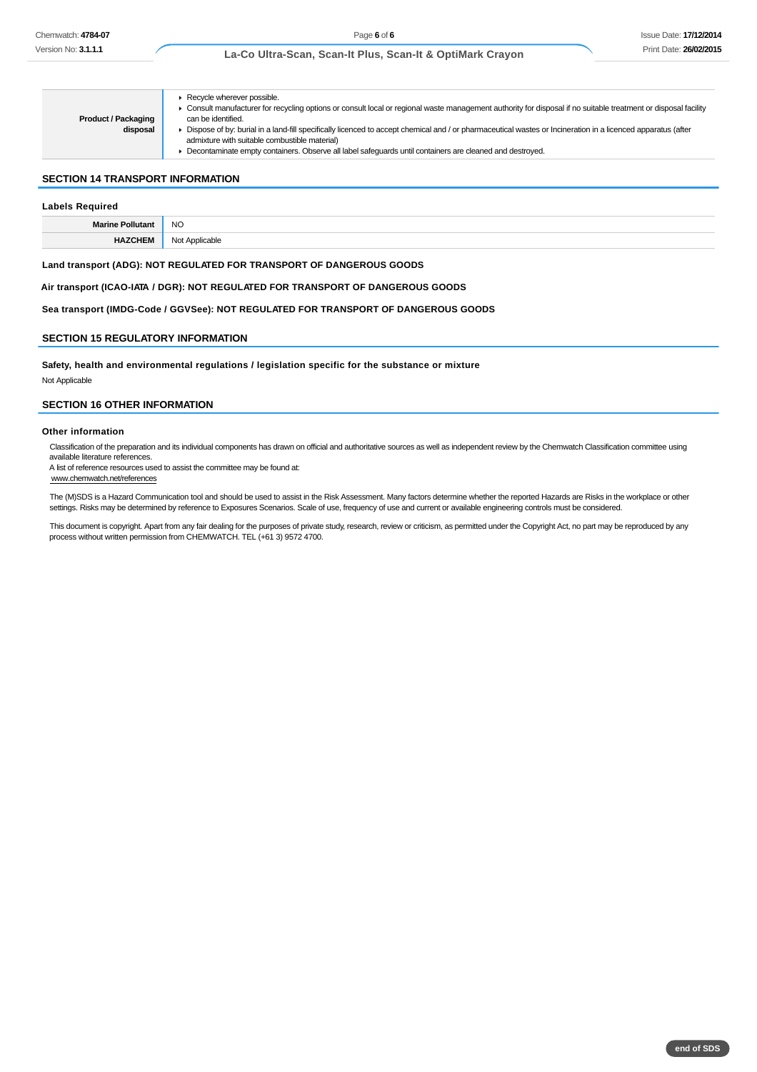| | |
|---|---|
| **Product / Packaging disposal** | ▸ Recycle wherever possible.<br>▸ Consult manufacturer for recycling options or consult local or regional waste management authority for disposal if no suitable treatment or disposal facility can be identified.<br>▸ Dispose of by: burial in a land-fill specifically licenced to accept chemical and / or pharmaceutical wastes or Incineration in a licenced apparatus (after admixture with suitable combustible material)<br>▸ Decontaminate empty containers. Observe all label safeguards until containers are cleaned and destroyed. |

## SECTION 14 TRANSPORT INFORMATION

### Labels Required

| | |
|---|---|
| **Marine Pollutant** | NO |
| **HAZCHEM** | Not Applicable |

**Land transport (ADG): NOT REGULATED FOR TRANSPORT OF DANGEROUS GOODS**

**Air transport (ICAO-IATA / DGR): NOT REGULATED FOR TRANSPORT OF DANGEROUS GOODS**

**Sea transport (IMDG-Code / GGVSee): NOT REGULATED FOR TRANSPORT OF DANGEROUS GOODS**

## SECTION 15 REGULATORY INFORMATION

### Safety, health and environmental regulations / legislation specific for the substance or mixture

Not Applicable

## SECTION 16 OTHER INFORMATION

### Other information

Classification of the preparation and its individual components has drawn on official and authoritative sources as well as independent review by the Chemwatch Classification committee using available literature references.
A list of reference resources used to assist the committee may be found at:
www.chemwatch.net/references

The (M)SDS is a Hazard Communication tool and should be used to assist in the Risk Assessment. Many factors determine whether the reported Hazards are Risks in the workplace or other settings. Risks may be determined by reference to Exposures Scenarios. Scale of use, frequency of use and current or available engineering controls must be considered.

This document is copyright. Apart from any fair dealing for the purposes of private study, research, review or criticism, as permitted under the Copyright Act, no part may be reproduced by any process without written permission from CHEMWATCH. TEL (+61 3) 9572 4700.

end of SDS